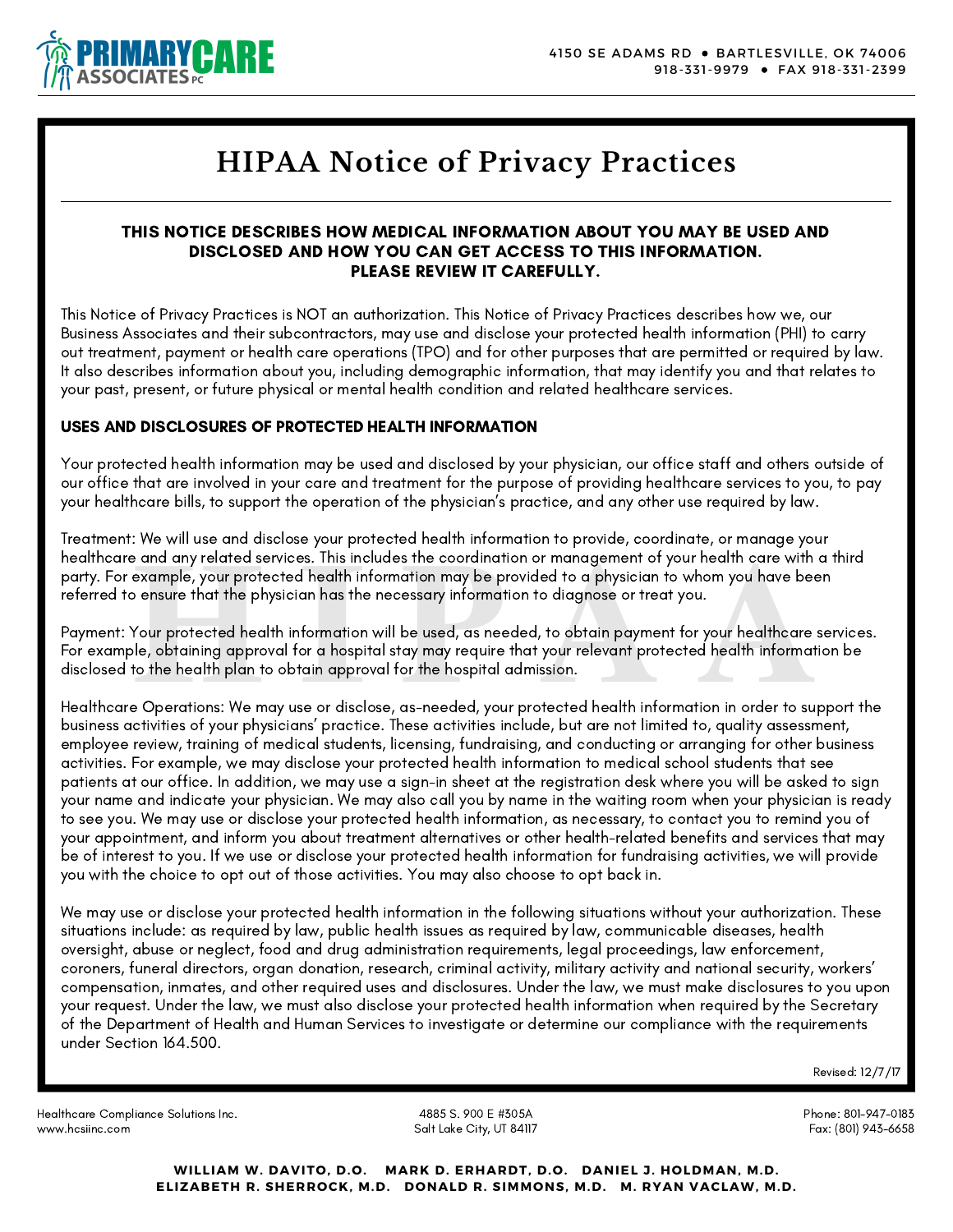# HIPAA Notice of Privacy Practices

**THIS NOTICE DESCRIBES HOW MEDICAL INFORMATION ABOUT YOU MAY BE USED AND DISCLOSED AND HOW YOU CAN GET ACCESS TO THIS INFORMATION. PLEASE REVIEW IT CAREFULLY.**

This Notice of Privacy Practices is NOT an authorization. This Notice of Privacy Practices describes how we, our Business Associates and their subcontractors, may use and disclose your protected health information (PHI) to carry out treatment, payment or health care operations (TPO) and for other purposes that are permitted or required by law. It also describes information about you, including demographic information, that may identify you and that relates to your past, present, or future physical or mental health condition and related healthcare services.

## USES AND DISCLOSURES OF PROTECTED HEALTH INFORMATION

Your protected health information may be used and disclosed by your physician, our office staff and others outside of our office that are involved in your care and treatment for the purpose of providing healthcare services to you, to pay your healthcare bills, to support the operation of the physician's practice, and any other use required by law.

Treatment: We will use and disclose your protected health information to provide, coordinate, or manage your healthcare and any related services. This includes the coordination or management of your health care with a third party. For example, your protected health information may be provided to a physician to whom you have been referred to ensure that the physician has the necessary information to diagnose or treat you.

Payment: Your protected health information will be used, as needed, to obtain payment for your healthcare services. For example, obtaining approval for a hospital stay may require that your relevant protected health information be disclosed to the health plan to obtain approval for the hospital admission.

Healthcare Operations: We may use or disclose, as-needed, your protected health information in order to support the business activities of your physicians' practice. These activities include, but are not limited to, quality assessment, employee review, training of medical students, licensing, fundraising, and conducting or arranging for other business activities. For example, we may disclose your protected health information to medical school students that see patients at our office. In addition, we may use a sign-in sheet at the registration desk where you will be asked to sign your name and indicate your physician. We may also call you by name in the waiting room when your physician is ready to see you. We may use or disclose your protected health information, as necessary, to contact you to remind you of your appointment, and inform you about treatment alternatives or other health-related benefits and services that may be of interest to you. If we use or disclose your protected health information for fundraising activities, we will provide you with the choice to opt out of those activities. You may also choose to opt back in.

We may use or disclose your protected health information in the following situations without your authorization. These situations include: as required by law, public health issues as required by law, communicable diseases, health oversight, abuse or neglect, food and drug administration requirements, legal proceedings, law enforcement, coroners, funeral directors, organ donation, research, criminal activity, military activity and national security, workers' compensation, inmates, and other required uses and disclosures. Under the law, we must make disclosures to you upon your request. Under the law, we must also disclose your protected health information when required by the Secretary of the Department of Health and Human Services to investigate or determine our compliance with the requirements under Section 164.500.

Revised: 12/7/17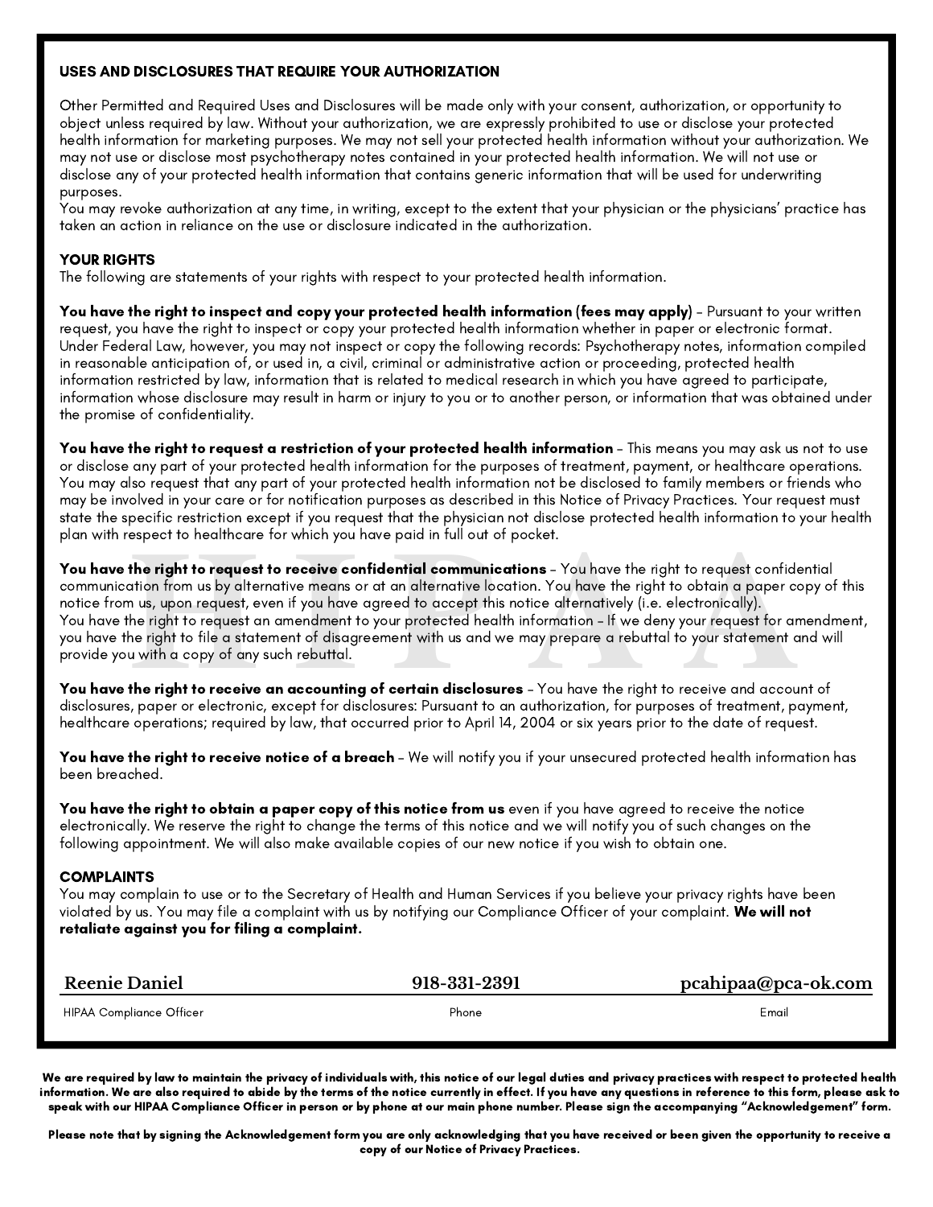## USES AND DISCLOSURES THAT REQUIRE YOUR AUTHORIZATION

Other Permitted and Required Uses and Disclosures will be made only with your consent, authorization, or opportunity to object unless required by law. Without your authorization, we are expressly prohibited to use or disclose your protected health information for marketing purposes. We may not sell your protected health information without your authorization. We may not use or disclose most psychotherapy notes contained in your protected health information. We will not use or disclose any of your protected health information that contains generic information that will be used for underwriting purposes.
You may revoke authorization at any time, in writing, except to the extent that your physician or the physicians' practice has taken an action in reliance on the use or disclosure indicated in the authorization.

## YOUR RIGHTS

The following are statements of your rights with respect to your protected health information.

**You have the right to inspect and copy your protected health information (fees may apply)** - Pursuant to your written request, you have the right to inspect or copy your protected health information whether in paper or electronic format. Under Federal Law, however, you may not inspect or copy the following records: Psychotherapy notes, information compiled in reasonable anticipation of, or used in, a civil, criminal or administrative action or proceeding, protected health information restricted by law, information that is related to medical research in which you have agreed to participate, information whose disclosure may result in harm or injury to you or to another person, or information that was obtained under the promise of confidentiality.

**You have the right to request a restriction of your protected health information** - This means you may ask us not to use or disclose any part of your protected health information for the purposes of treatment, payment, or healthcare operations. You may also request that any part of your protected health information not be disclosed to family members or friends who may be involved in your care or for notification purposes as described in this Notice of Privacy Practices. Your request must state the specific restriction except if you request that the physician not disclose protected health information to your health plan with respect to healthcare for which you have paid in full out of pocket.

**You have the right to request to receive confidential communications** - You have the right to request confidential communication from us by alternative means or at an alternative location. You have the right to obtain a paper copy of this notice from us, upon request, even if you have agreed to accept this notice alternatively (i.e. electronically).
You have the right to request an amendment to your protected health information - If we deny your request for amendment, you have the right to file a statement of disagreement with us and we may prepare a rebuttal to your statement and will provide you with a copy of any such rebuttal.

**You have the right to receive an accounting of certain disclosures** - You have the right to receive and account of disclosures, paper or electronic, except for disclosures: Pursuant to an authorization, for purposes of treatment, payment, healthcare operations; required by law, that occurred prior to April 14, 2004 or six years prior to the date of request.

**You have the right to receive notice of a breach** - We will notify you if your unsecured protected health information has been breached.

**You have the right to obtain a paper copy of this notice from us** even if you have agreed to receive the notice electronically. We reserve the right to change the terms of this notice and we will notify you of such changes on the following appointment. We will also make available copies of our new notice if you wish to obtain one.

## COMPLAINTS

You may complain to use or to the Secretary of Health and Human Services if you believe your privacy rights have been violated by us. You may file a complaint with us by notifying our Compliance Officer of your complaint. **We will not retaliate against you for filing a complaint.**

| | | |
|---|---|---|
| **Reenie Daniel** | **918-331-2391** | **pcahipaa@pca-ok.com** |
| HIPAA Compliance Officer | Phone | Email |

**We are required by law to maintain the privacy of individuals with, this notice of our legal duties and privacy practices with respect to protected health information. We are also required to abide by the terms of the notice currently in effect. If you have any questions in reference to this form, please ask to speak with our HIPAA Compliance Officer in person or by phone at our main phone number. Please sign the accompanying "Acknowledgement" form.**

**Please note that by signing the Acknowledgement form you are only acknowledging that you have received or been given the opportunity to receive a copy of our Notice of Privacy Practices.**